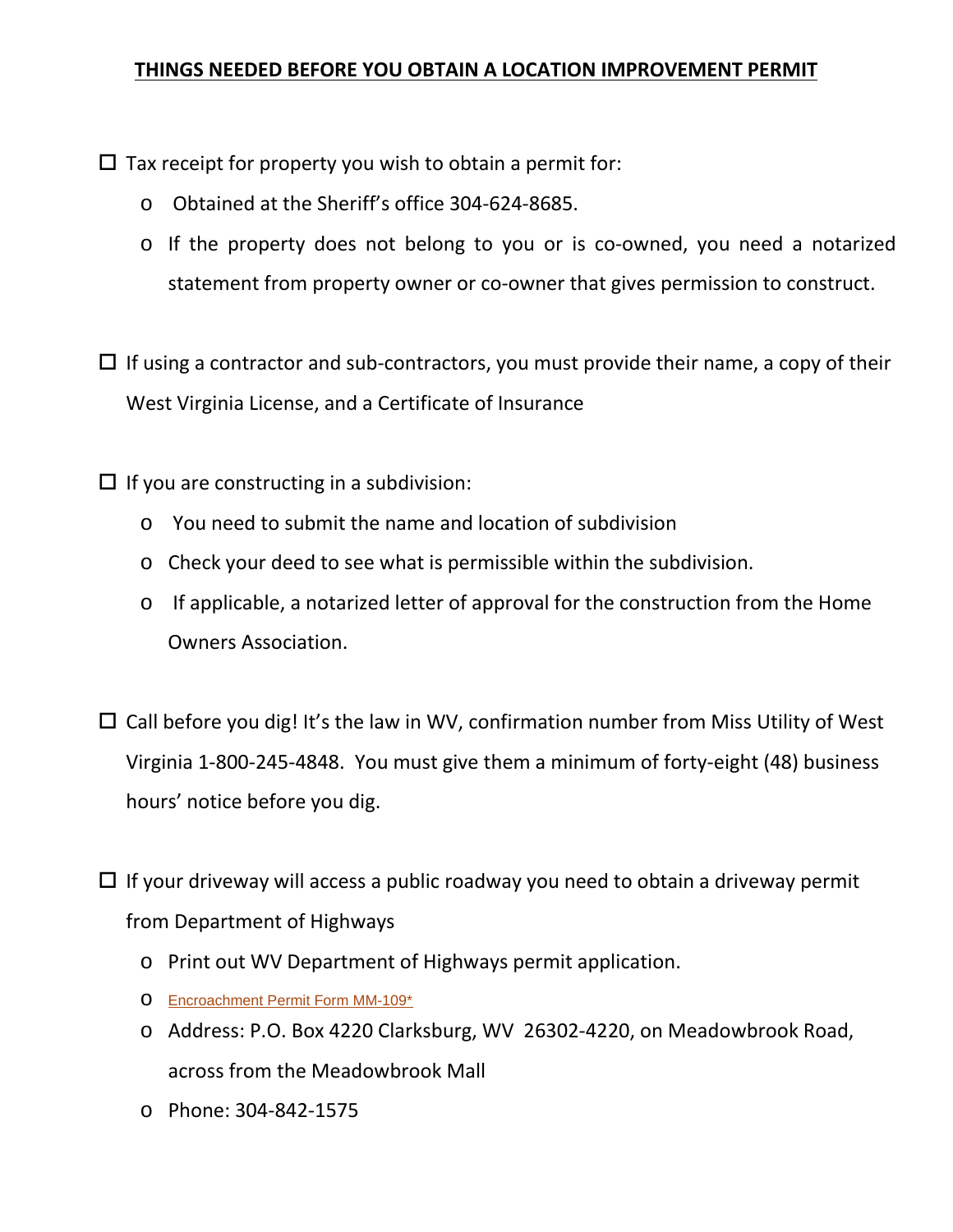# THINGS NEEDED BEFORE YOU OBTAIN A LOCATION IMPROVEMENT PERMIT

- ☐ Tax receipt for property you wish to obtain a permit for:
  - Obtained at the Sheriff's office 304-624-8685.
  - If the property does not belong to you or is co-owned, you need a notarized statement from property owner or co-owner that gives permission to construct.

- ☐ If using a contractor and sub-contractors, you must provide their name, a copy of their West Virginia License, and a Certificate of Insurance

- ☐ If you are constructing in a subdivision:
  - You need to submit the name and location of subdivision
  - Check your deed to see what is permissible within the subdivision.
  - If applicable, a notarized letter of approval for the construction from the Home Owners Association.

- ☐ Call before you dig! It's the law in WV, confirmation number from Miss Utility of West Virginia 1-800-245-4848. You must give them a minimum of forty-eight (48) business hours' notice before you dig.

- ☐ If your driveway will access a public roadway you need to obtain a driveway permit from Department of Highways
  - Print out WV Department of Highways permit application.
  - Encroachment Permit Form MM-109*
  - Address: P.O. Box 4220 Clarksburg, WV 26302-4220, on Meadowbrook Road, across from the Meadowbrook Mall
  - Phone: 304-842-1575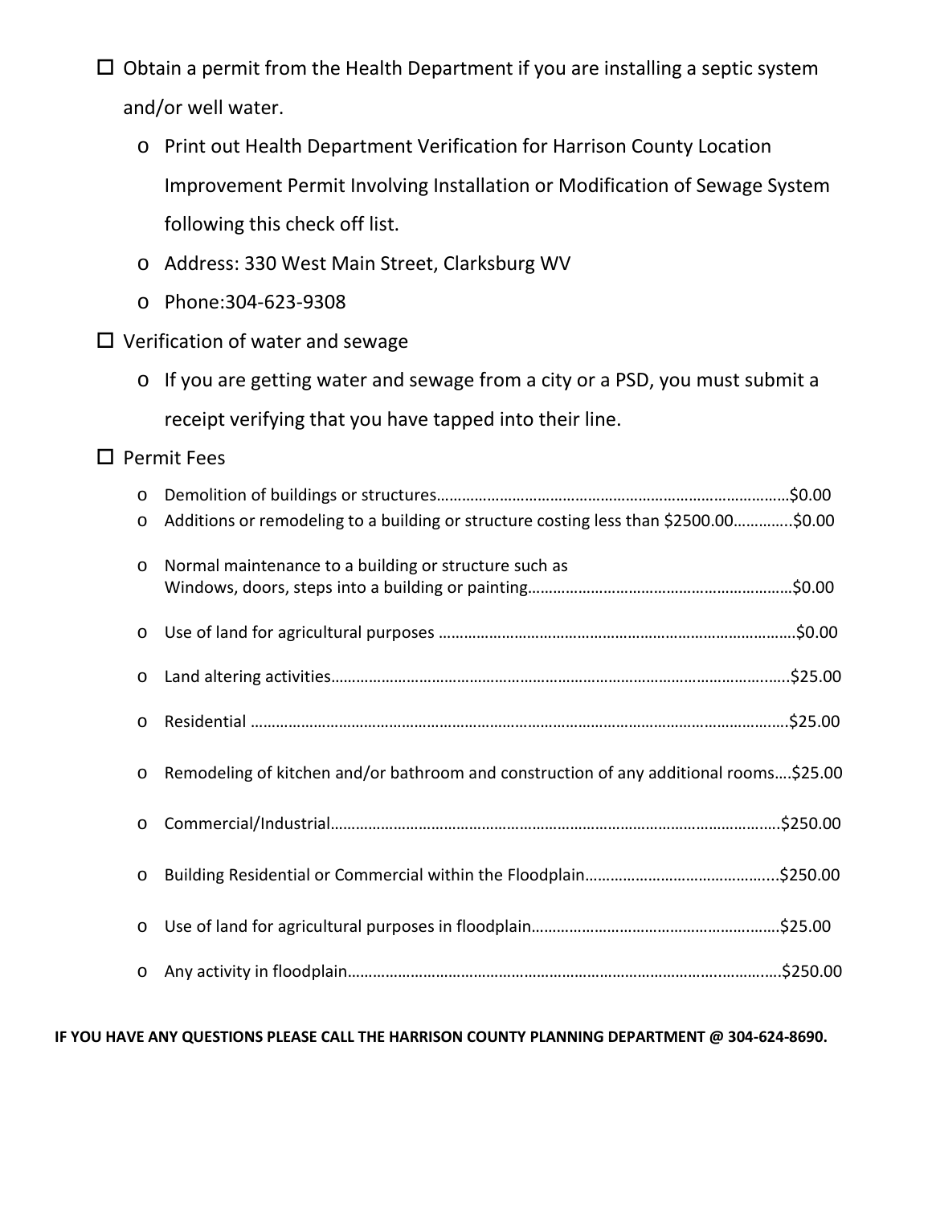- [ ] Obtain a permit from the Health Department if you are installing a septic system and/or well water.
    - Print out Health Department Verification for Harrison County Location Improvement Permit Involving Installation or Modification of Sewage System following this check off list.
    - Address: 330 West Main Street, Clarksburg WV
    - Phone:304-623-9308
- [ ] Verification of water and sewage
    - If you are getting water and sewage from a city or a PSD, you must submit a receipt verifying that you have tapped into their line.
- [ ] Permit Fees
    - Demolition of buildings or structures……………………………………………………………………….$0.00
    - Additions or remodeling to a building or structure costing less than $2500.00…………..$0.00
    - Normal maintenance to a building or structure such as Windows, doors, steps into a building or painting………………………………………………………$0.00
    - Use of land for agricultural purposes ………………………………………………………………………..$0.00
    - Land altering activities……………………………………………………………………………………………..$25.00
    - Residential ………………………………………………………………………………………………………………$25.00
    - Remodeling of kitchen and/or bathroom and construction of any additional rooms….$25.00
    - Commercial/Industrial…………………………………………………………………………………………….$250.00
    - Building Residential or Commercial within the Floodplain……………………………………...$250.00
    - Use of land for agricultural purposes in floodplain…………………………………………………$25.00
    - Any activity in floodplain………………………………………………………………………………………….$250.00

**IF YOU HAVE ANY QUESTIONS PLEASE CALL THE HARRISON COUNTY PLANNING DEPARTMENT @ 304-624-8690.**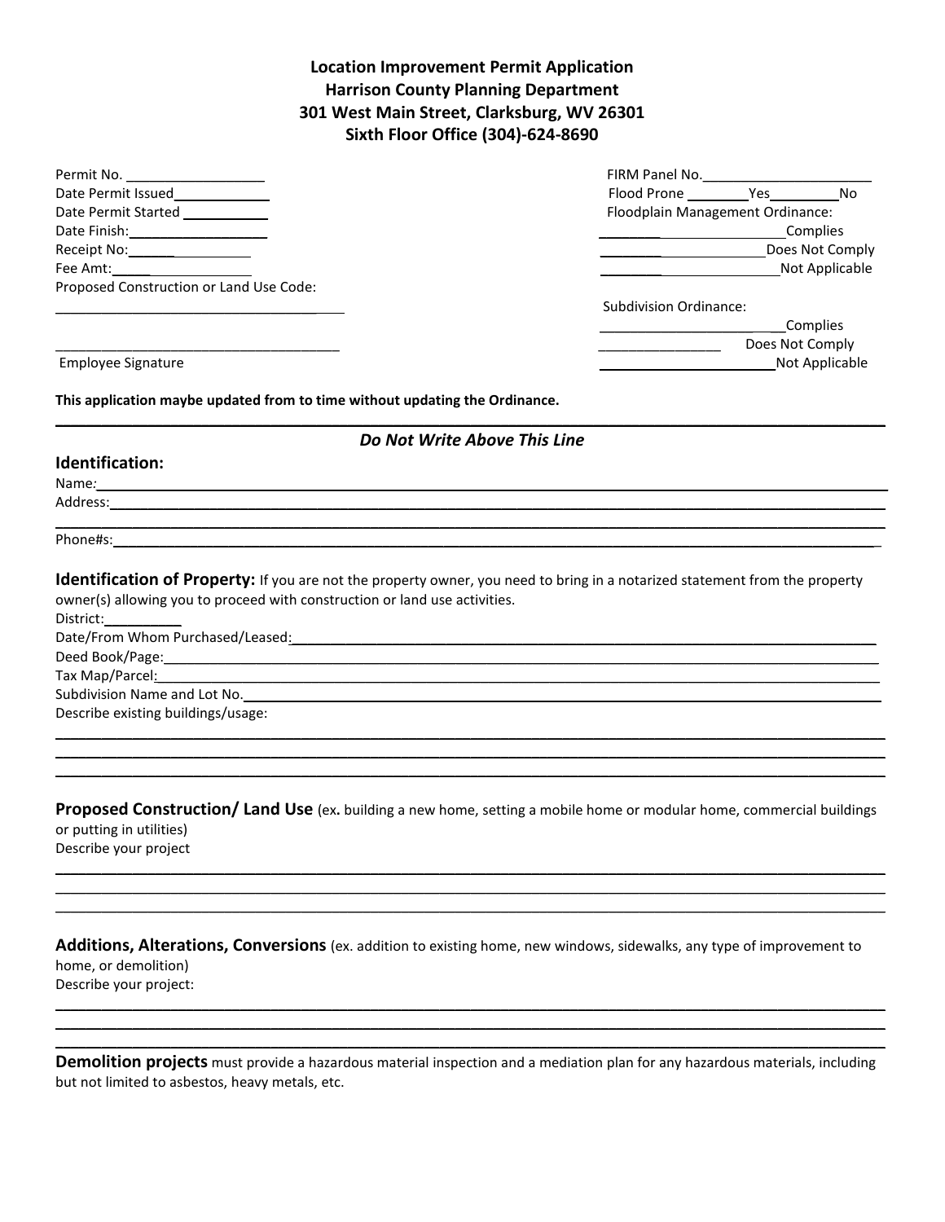**Location Improvement Permit Application**
**Harrison County Planning Department**
**301 West Main Street, Clarksburg, WV 26301**
**Sixth Floor Office (304)-624-8690**

Permit No. ________________
Date Permit Issued____________
Date Permit Started ___________
Date Finish:_________________
Receipt No:_________________
Fee Amt:___________________
Proposed Construction or Land Use Code:
____________________________________

____________________________________
Employee Signature

FIRM Panel No.______________________
Flood Prone ________Yes_________No
Floodplain Management Ordinance:
________________________Complies
________________________Does Not Comply
________________________Not Applicable

Subdivision Ordinance:
________________________Complies
________________ Does Not Comply
________________________Not Applicable

**This application maybe updated from to time without updating the Ordinance.**

---

*Do Not Write Above This Line*

## Identification:

Name:_______________________________________________________________
Address:_____________________________________________________________
_____________________________________________________________________
Phone#s:_____________________________________________________________

**Identification of Property:** If you are not the property owner, you need to bring in a notarized statement from the property owner(s) allowing you to proceed with construction or land use activities.

District:__________
Date/From Whom Purchased/Leased:_____________________________________
Deed Book/Page:______________________________________________________
Tax Map/Parcel:______________________________________________________
Subdivision Name and Lot No.__________________________________________
Describe existing buildings/usage:
_____________________________________________________________________
_____________________________________________________________________
_____________________________________________________________________

**Proposed Construction/ Land Use** (ex**.** building a new home, setting a mobile home or modular home, commercial buildings or putting in utilities)
Describe your project
_____________________________________________________________________
_____________________________________________________________________
_____________________________________________________________________

**Additions, Alterations, Conversions** (ex. addition to existing home, new windows, sidewalks, any type of improvement to home, or demolition)
Describe your project:
_____________________________________________________________________
_____________________________________________________________________
_____________________________________________________________________

**Demolition projects** must provide a hazardous material inspection and a mediation plan for any hazardous materials, including but not limited to asbestos, heavy metals, etc.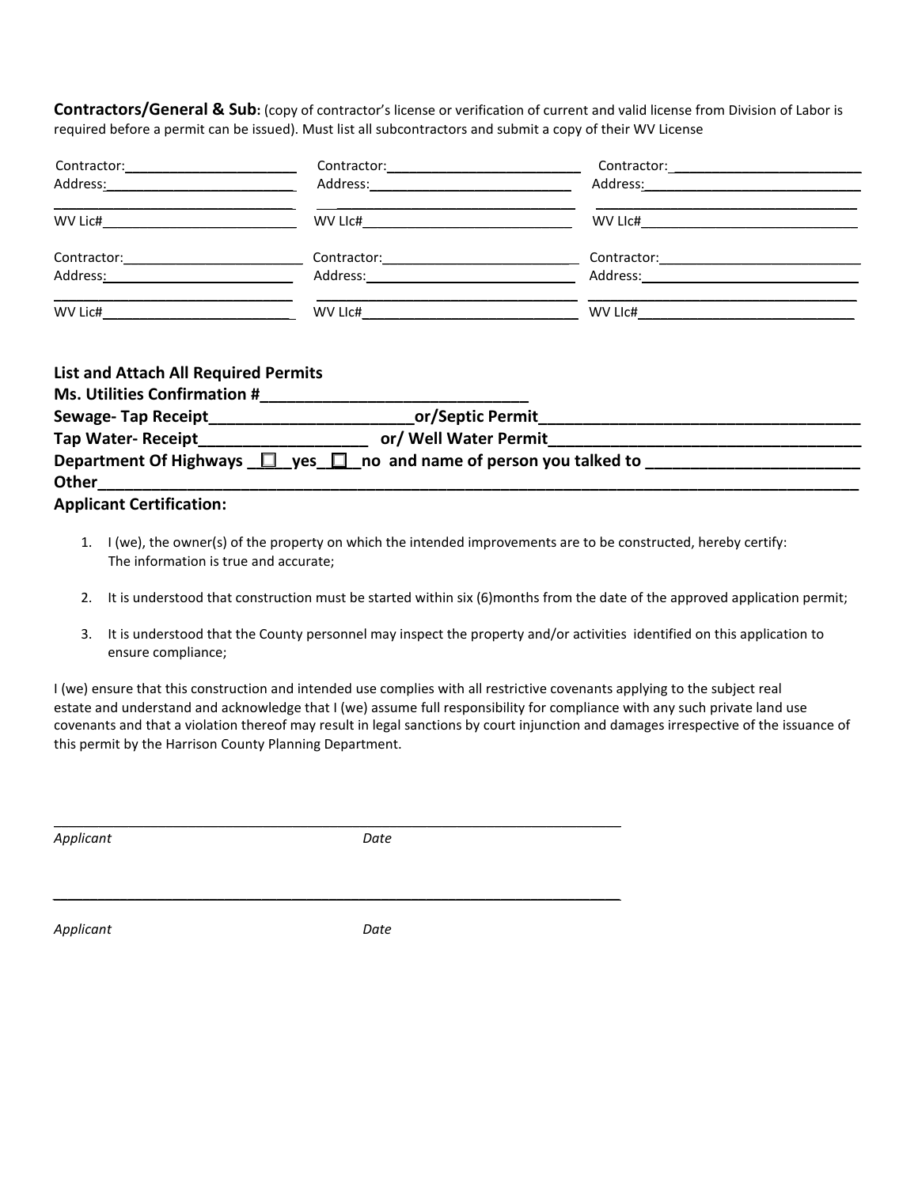**Contractors/General & Sub:** (copy of contractor's license or verification of current and valid license from Division of Labor is required before a permit can be issued). Must list all subcontractors and submit a copy of their WV License

| | | |
|---|---|---|
| Contractor:______________________ | Contractor:________________________ | Contractor:________________________ |
| Address:________________________ | Address:__________________________ | Address:__________________________ |
| ______________________________ | ______________________________ | ______________________________ |
| WV Lic#________________________ | WV LIc#__________________________ | WV LIc#__________________________ |
| Contractor:______________________ | Contractor:________________________ | Contractor:________________________ |
| Address:________________________ | Address:__________________________ | Address:__________________________ |
| ______________________________ | ______________________________ | ______________________________ |
| WV Lic#________________________ | WV LIc#__________________________ | WV LIc#__________________________ |

**List and Attach All Required Permits**

**Ms. Utilities Confirmation #______________________________**

**Sewage- Tap Receipt_______________________or/Septic Permit_____________________________________**

**Tap Water- Receipt___________________ or/ Well Water Permit___________________________________**

**Department Of Highways ☐ yes ☐ no and name of person you talked to ________________________**

**Other_____________________________________________________________________________________**

**Applicant Certification:**

1. I (we), the owner(s) of the property on which the intended improvements are to be constructed, hereby certify: The information is true and accurate;
2. It is understood that construction must be started within six (6)months from the date of the approved application permit;
3. It is understood that the County personnel may inspect the property and/or activities identified on this application to ensure compliance;

I (we) ensure that this construction and intended use complies with all restrictive covenants applying to the subject real estate and understand and acknowledge that I (we) assume full responsibility for compliance with any such private land use covenants and that a violation thereof may result in legal sanctions by court injunction and damages irrespective of the issuance of this permit by the Harrison County Planning Department.

_______________________________________________________________

*Applicant* *Date*

_______________________________________________________________

*Applicant* *Date*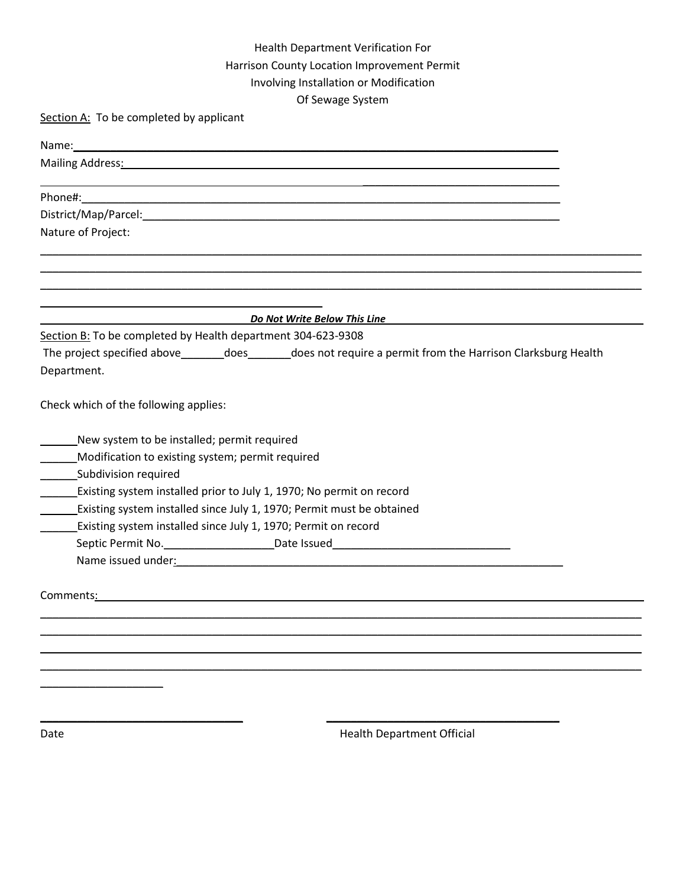Health Department Verification For
Harrison County Location Improvement Permit
Involving Installation or Modification
Of Sewage System

Section A: To be completed by applicant

Name:________________________________________________________________________

Mailing Address:_________________________________________________________________

_____________________________________________________________________________

Phone#:_______________________________________________________________________

District/Map/Parcel:_______________________________________________________________

Nature of Project:

_____________________________________________________________________________

_____________________________________________________________________________

_____________________________________________________________________________

_____________________________________________

***Do Not Write Below This Line***

Section B: To be completed by Health department 304-623-9308

The project specified above_______does_______does not require a permit from the Harrison Clarksburg Health Department.

Check which of the following applies:

______New system to be installed; permit required

______Modification to existing system; permit required

______Subdivision required

______Existing system installed prior to July 1, 1970; No permit on record

______Existing system installed since July 1, 1970; Permit must be obtained

______Existing system installed since July 1, 1970; Permit on record

Septic Permit No.__________________Date Issued_____________________________

Name issued under:_______________________________________________________________

Comments:_____________________________________________________________________

_____________________________________________________________________________

_____________________________________________________________________________

_____________________________________________________________________________

_____________________________________________________________________________

____________________

_________________________________ _____________________________________

Date Health Department Official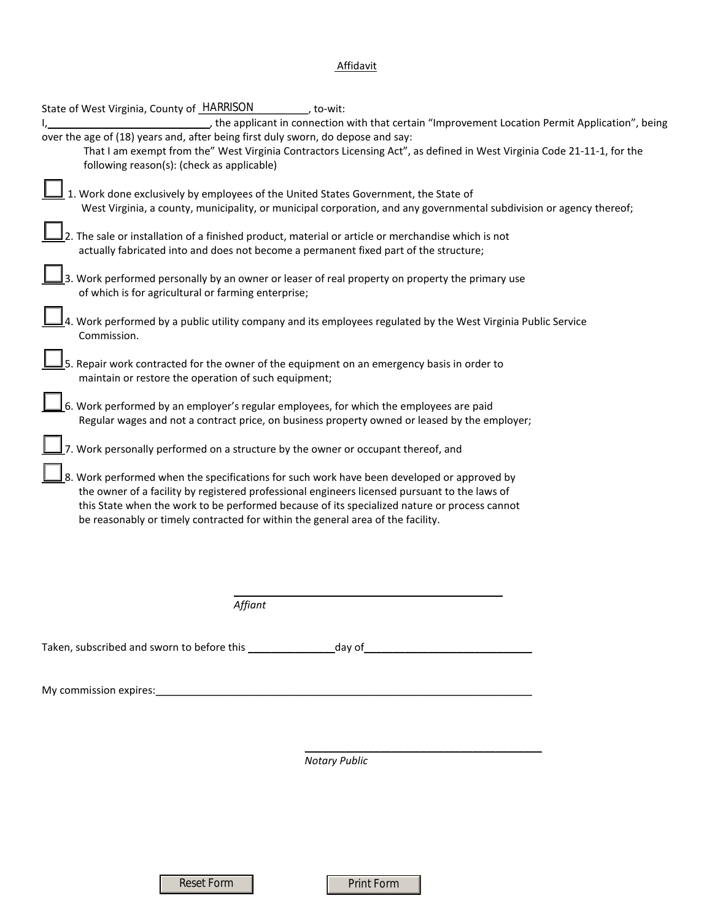# Affidavit

State of West Virginia, County of HARRISON, to-wit:

I,\_\_\_\_\_\_\_\_\_\_\_\_\_\_\_\_\_\_\_\_\_\_\_\_\_\_\_\_, the applicant in connection with that certain "Improvement Location Permit Application", being over the age of (18) years and, after being first duly sworn, do depose and say:

That I am exempt from the" West Virginia Contractors Licensing Act", as defined in West Virginia Code 21-11-1, for the following reason(s): (check as applicable)

☐ 1. Work done exclusively by employees of the United States Government, the State of West Virginia, a county, municipality, or municipal corporation, and any governmental subdivision or agency thereof;

☐ 2. The sale or installation of a finished product, material or article or merchandise which is not actually fabricated into and does not become a permanent fixed part of the structure;

☐ 3. Work performed personally by an owner or leaser of real property on property the primary use of which is for agricultural or farming enterprise;

☐ 4. Work performed by a public utility company and its employees regulated by the West Virginia Public Service Commission.

☐ 5. Repair work contracted for the owner of the equipment on an emergency basis in order to maintain or restore the operation of such equipment;

☐ 6. Work performed by an employer's regular employees, for which the employees are paid Regular wages and not a contract price, on business property owned or leased by the employer;

☐ 7. Work personally performed on a structure by the owner or occupant thereof, and

☐ 8. Work performed when the specifications for such work have been developed or approved by the owner of a facility by registered professional engineers licensed pursuant to the laws of this State when the work to be performed because of its specialized nature or process cannot be reasonably or timely contracted for within the general area of the facility.

\_\_\_\_\_\_\_\_\_\_\_\_\_\_\_\_\_\_\_\_\_\_\_\_\_\_\_\_\_\_\_\_\_\_\_\_\_\_\_\_

*Affiant*

Taken, subscribed and sworn to before this \_\_\_\_\_\_\_\_\_\_\_\_\_\_\_day of\_\_\_\_\_\_\_\_\_\_\_\_\_\_\_\_\_\_\_\_\_\_\_\_\_\_\_\_\_\_

My commission expires:\_\_\_\_\_\_\_\_\_\_\_\_\_\_\_\_\_\_\_\_\_\_\_\_\_\_\_\_\_\_\_\_\_\_\_\_\_\_\_\_\_\_\_\_\_\_\_\_\_\_\_\_\_\_\_\_\_\_\_\_\_\_\_

\_\_\_\_\_\_\_\_\_\_\_\_\_\_\_\_\_\_\_\_\_\_\_\_\_\_\_\_\_\_\_\_\_\_\_\_\_\_\_\_

*Notary Public*

Reset Form    Print Form